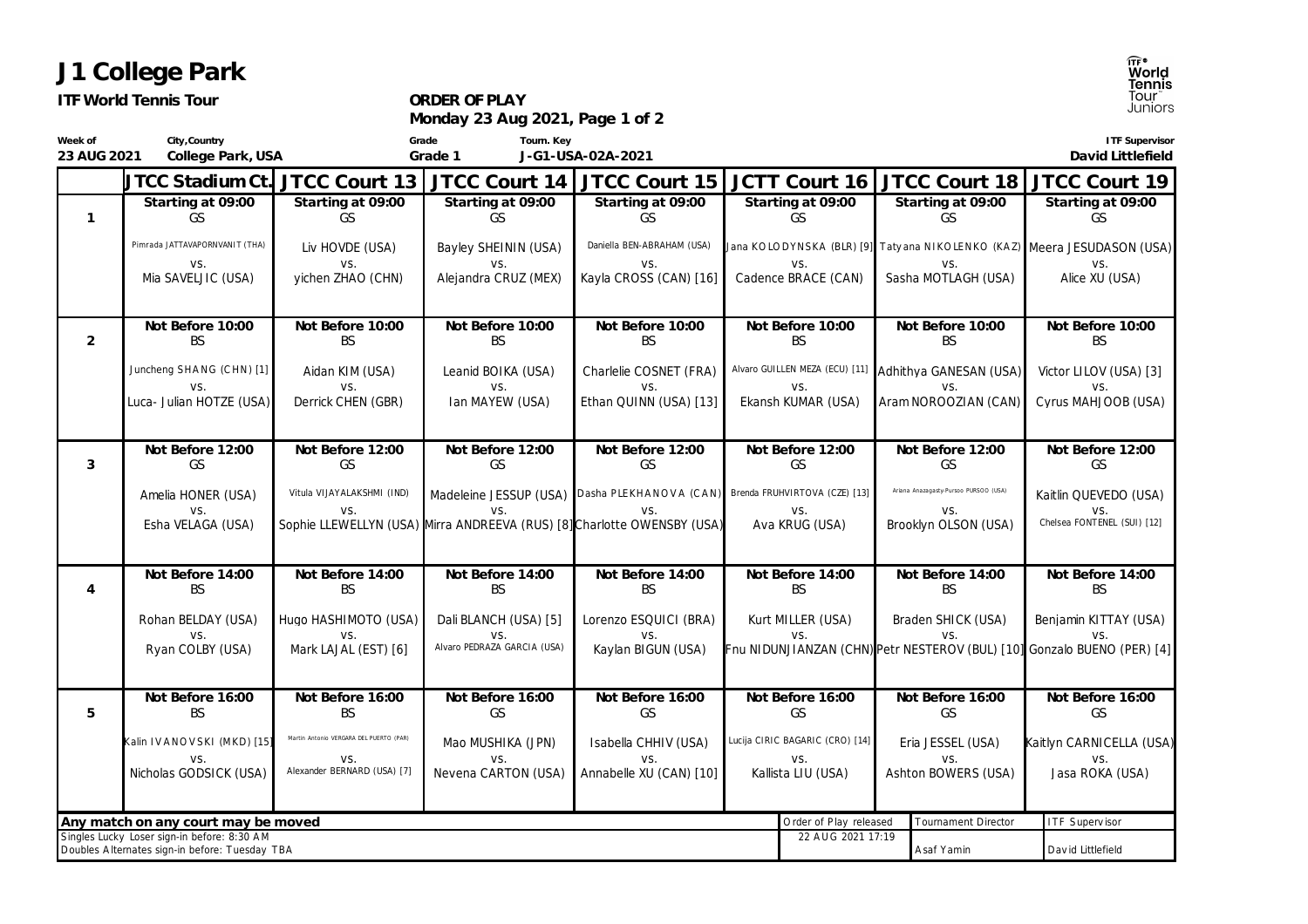# J1 College Park

**ITF World Tennis Tour**

**ORDER OF PLAY**
**Monday 23 Aug 2021, Page 1 of 2**

| Week of | City,Country | Grade | Tourn. Key | ITF Supervisor |
|---|---|---|---|---|
| 23 AUG 2021 | College Park, USA | Grade 1 | J-G1-USA-02A-2021 | David Littlefield |

| | JTCC Stadium Ct. | JTCC Court 13 | JTCC Court 14 | JTCC Court 15 | JCTT Court 16 | JTCC Court 18 | JTCC Court 19 |
|---|---|---|---|---|---|---|---|
| 1 | Starting at 09:00<br>GS<br>Pimrada JATTAVAPORNVANIT (THA)<br>vs.<br>Mia SAVELJIC (USA) | Starting at 09:00<br>GS<br>Liv HOVDE (USA)<br>vs.<br>yichen ZHAO (CHN) | Starting at 09:00<br>GS<br>Bayley SHEININ (USA)<br>vs.<br>Alejandra CRUZ (MEX) | Starting at 09:00<br>GS<br>Daniella BEN-ABRAHAM (USA)<br>vs.<br>Kayla CROSS (CAN) [16] | Starting at 09:00<br>GS<br>Jana KOLODYNSKA (BLR) [9]<br>vs.<br>Cadence BRACE (CAN) | Starting at 09:00<br>GS<br>Tatyana NIKOLENKO (KAZ)<br>vs.<br>Sasha MOTLAGH (USA) | Starting at 09:00<br>GS<br>Meera JESUDASON (USA)<br>vs.<br>Alice XU (USA) |
| 2 | Not Before 10:00<br>BS<br>Juncheng SHANG (CHN) [1]<br>vs.<br>Luca- Julian HOTZE (USA) | Not Before 10:00<br>BS<br>Aidan KIM (USA)<br>vs.<br>Derrick CHEN (GBR) | Not Before 10:00<br>BS<br>Leanid BOIKA (USA)<br>vs.<br>Ian MAYEW (USA) | Not Before 10:00<br>BS<br>Charlelie COSNET (FRA)<br>vs.<br>Ethan QUINN (USA) [13] | Not Before 10:00<br>BS<br>Alvaro GUILLEN MEZA (ECU) [11]<br>vs.<br>Ekansh KUMAR (USA) | Not Before 10:00<br>BS<br>Adhithya GANESAN (USA)<br>vs.<br>Aram NOROOZIAN (CAN) | Not Before 10:00<br>BS<br>Victor LILOV (USA) [3]<br>vs.<br>Cyrus MAHJOOB (USA) |
| 3 | Not Before 12:00<br>GS<br>Amelia HONER (USA)<br>vs.<br>Esha VELAGA (USA) | Not Before 12:00<br>GS<br>Vitula VIJAYALAKSHMI (IND)<br>vs.<br>Sophie LLEWELLYN (USA) | Not Before 12:00<br>GS<br>Madeleine JESSUP (USA)<br>vs.<br>Mirra ANDREEVA (RUS) [8] | Not Before 12:00<br>GS<br>Dasha PLEKHANOVA (CAN)<br>vs.<br>Charlotte OWENSBY (USA) | Not Before 12:00<br>GS<br>Brenda FRUHVIRTOVA (CZE) [13]<br>vs.<br>Ava KRUG (USA) | Not Before 12:00<br>GS<br>Ariana Anazagasty-Pursoo PURSOO (USA)<br>vs.<br>Brooklyn OLSON (USA) | Not Before 12:00<br>GS<br>Kaitlin QUEVEDO (USA)<br>vs.<br>Chelsea FONTENEL (SUI) [12] |
| 4 | Not Before 14:00<br>BS<br>Rohan BELDAY (USA)<br>vs.<br>Ryan COLBY (USA) | Not Before 14:00<br>BS<br>Hugo HASHIMOTO (USA)<br>vs.<br>Mark LAJAL (EST) [6] | Not Before 14:00<br>BS<br>Dali BLANCH (USA) [5]<br>vs.<br>Alvaro PEDRAZA GARCIA (USA) | Not Before 14:00<br>BS<br>Lorenzo ESQUICI (BRA)<br>vs.<br>Kaylan BIGUN (USA) | Not Before 14:00<br>BS<br>Kurt MILLER (USA)<br>vs.<br>Fnu NIDUNJIANZAN (CHN) | Not Before 14:00<br>BS<br>Braden SHICK (USA)<br>vs.<br>Petr NESTEROV (BUL) [10] | Not Before 14:00<br>BS<br>Benjamin KITTAY (USA)<br>vs.<br>Gonzalo BUENO (PER) [4] |
| 5 | Not Before 16:00<br>BS<br>Kalin IVANOVSKI (MKD) [15]<br>vs.<br>Nicholas GODSICK (USA) | Not Before 16:00<br>BS<br>Martin Antonio VERGARA DEL PUERTO (PAR)<br>vs.<br>Alexander BERNARD (USA) [7] | Not Before 16:00<br>GS<br>Mao MUSHIKA (JPN)<br>vs.<br>Nevena CARTON (USA) | Not Before 16:00<br>GS<br>Isabella CHHIV (USA)<br>vs.<br>Annabelle XU (CAN) [10] | Not Before 16:00<br>GS<br>Lucija CIRIC BAGARIC (CRO) [14]<br>vs.<br>Kallista LIU (USA) | Not Before 16:00<br>GS<br>Eria JESSEL (USA)<br>vs.<br>Ashton BOWERS (USA) | Not Before 16:00<br>GS<br>Kaitlyn CARNICELLA (USA)<br>vs.<br>Jasa ROKA (USA) |

**Any match on any court may be moved**

Singles Lucky Loser sign-in before: 8:30 AM
Doubles Alternates sign-in before: Tuesday TBA

| Order of Play released | Tournament Director | ITF Supervisor |
|---|---|---|
| 22 AUG 2021 17:19 | Asaf Yamin | David Littlefield |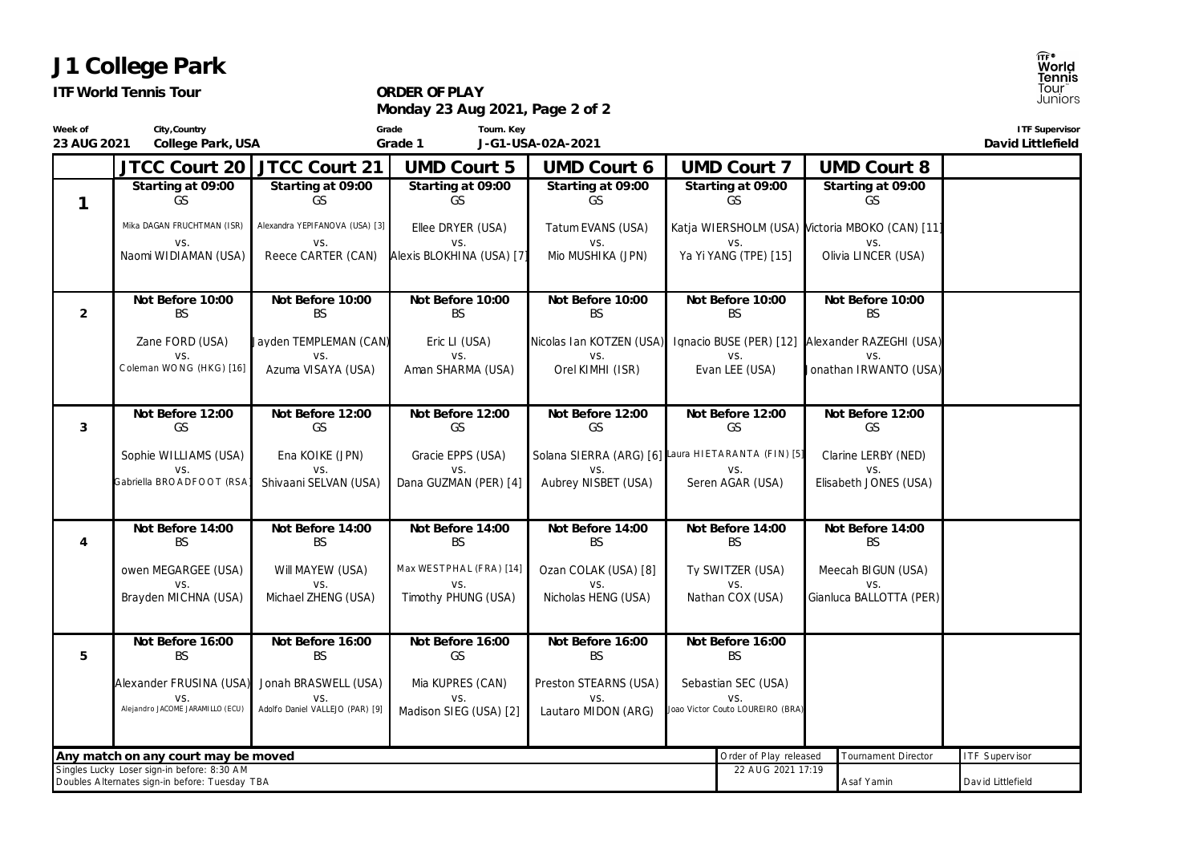# J1 College Park

**ITF World Tennis Tour**

**ORDER OF PLAY**
**Monday 23 Aug 2021, Page 2 of 2**

| Week of | City,Country | Grade | Tourn. Key | ITF Supervisor |
|---|---|---|---|---|
| 23 AUG 2021 | College Park, USA | Grade 1 | J-G1-USA-02A-2021 | David Littlefield |

| | JTCC Court 20 | JTCC Court 21 | UMD Court 5 | UMD Court 6 | UMD Court 7 | UMD Court 8 |
|---|---|---|---|---|---|---|
| 1 | Starting at 09:00<br>GS<br>Mika DAGAN FRUCHTMAN (ISR)<br>vs.<br>Naomi WIDIAMAN (USA) | Starting at 09:00<br>GS<br>Alexandra YEPIFANOVA (USA) [3]<br>vs.<br>Reece CARTER (CAN) | Starting at 09:00<br>GS<br>Ellee DRYER (USA)<br>vs.<br>Alexis BLOKHINA (USA) [7] | Starting at 09:00<br>GS<br>Tatum EVANS (USA)<br>vs.<br>Mio MUSHIKA (JPN) | Starting at 09:00<br>GS<br>Katja WIERSHOLM (USA)<br>vs.<br>Ya Yi YANG (TPE) [15] | Starting at 09:00<br>GS<br>Victoria MBOKO (CAN) [11]<br>vs.<br>Olivia LINCER (USA) |
| 2 | Not Before 10:00<br>BS<br>Zane FORD (USA)<br>vs.<br>Coleman WONG (HKG) [16] | Not Before 10:00<br>BS<br>Jayden TEMPLEMAN (CAN)<br>vs.<br>Azuma VISAYA (USA) | Not Before 10:00<br>BS<br>Eric LI (USA)<br>vs.<br>Aman SHARMA (USA) | Not Before 10:00<br>BS<br>Nicolas Ian KOTZEN (USA)<br>vs.<br>Orel KIMHI (ISR) | Not Before 10:00<br>BS<br>Ignacio BUSE (PER) [12]<br>vs.<br>Evan LEE (USA) | Not Before 10:00<br>BS<br>Alexander RAZEGHI (USA)<br>vs.<br>Jonathan IRWANTO (USA) |
| 3 | Not Before 12:00<br>GS<br>Sophie WILLIAMS (USA)<br>vs.<br>Gabriella BROADFOOT (RSA) | Not Before 12:00<br>GS<br>Ena KOIKE (JPN)<br>vs.<br>Shivaani SELVAN (USA) | Not Before 12:00<br>GS<br>Gracie EPPS (USA)<br>vs.<br>Dana GUZMAN (PER) [4] | Not Before 12:00<br>GS<br>Solana SIERRA (ARG) [6]<br>vs.<br>Aubrey NISBET (USA) | Not Before 12:00<br>GS<br>Laura HIETARANTA (FIN) [5]<br>vs.<br>Seren AGAR (USA) | Not Before 12:00<br>GS<br>Clarine LERBY (NED)<br>vs.<br>Elisabeth JONES (USA) |
| 4 | Not Before 14:00<br>BS<br>owen MEGARGEE (USA)<br>vs.<br>Brayden MICHNA (USA) | Not Before 14:00<br>BS<br>Will MAYEW (USA)<br>vs.<br>Michael ZHENG (USA) | Not Before 14:00<br>BS<br>Max WESTPHAL (FRA) [14]<br>vs.<br>Timothy PHUNG (USA) | Not Before 14:00<br>BS<br>Ozan COLAK (USA) [8]<br>vs.<br>Nicholas HENG (USA) | Not Before 14:00<br>BS<br>Ty SWITZER (USA)<br>vs.<br>Nathan COX (USA) | Not Before 14:00<br>BS<br>Meecah BIGUN (USA)<br>vs.<br>Gianluca BALLOTTA (PER) |
| 5 | Not Before 16:00<br>BS<br>Alexander FRUSINA (USA)<br>vs.<br>Alejandro JACOME JARAMILLO (ECU) | Not Before 16:00<br>BS<br>Jonah BRASWELL (USA)<br>vs.<br>Adolfo Daniel VALLEJO (PAR) [9] | Not Before 16:00<br>GS<br>Mia KUPRES (CAN)<br>vs.<br>Madison SIEG (USA) [2] | Not Before 16:00<br>BS<br>Preston STEARNS (USA)<br>vs.<br>Lautaro MIDON (ARG) | Not Before 16:00<br>BS<br>Sebastian SEC (USA)<br>vs.<br>Joao Victor Couto LOUREIRO (BRA) | |

**Any match on any court may be moved**

Singles Lucky Loser sign-in before: 8:30 AM
Doubles Alternates sign-in before: Tuesday TBA

| Order of Play released | Tournament Director | ITF Supervisor |
|---|---|---|
| 22 AUG 2021 17:19 | Asaf Yamin | David Littlefield |